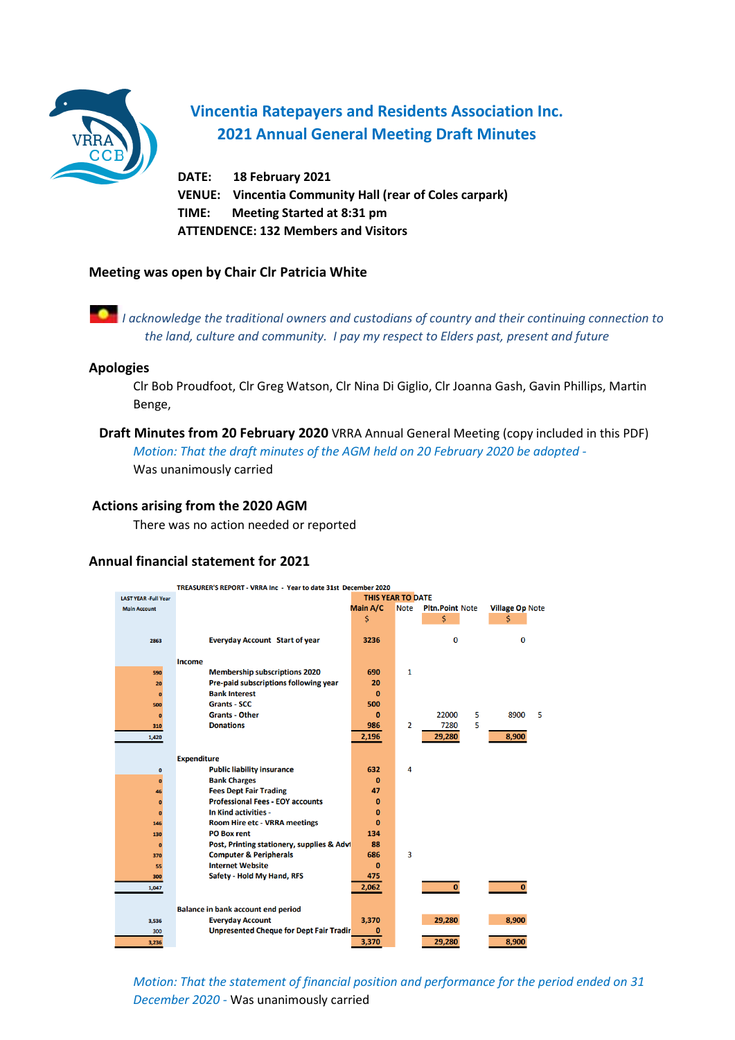# Vincentia Ratepayers and Residents Association Inc.
## 2021 Annual General Meeting Draft Minutes

**DATE:** 18 February 2021
**VENUE:** Vincentia Community Hall (rear of Coles carpark)
**TIME:** Meeting Started at 8:31 pm
**ATTENDENCE:** 132 Members and Visitors

### Meeting was open by Chair Clr Patricia White

*I acknowledge the traditional owners and custodians of country and their continuing connection to the land, culture and community. I pay my respect to Elders past, present and future*

### Apologies

Clr Bob Proudfoot, Clr Greg Watson, Clr Nina Di Giglio, Clr Joanna Gash, Gavin Phillips, Martin Benge,

**Draft Minutes from 20 February 2020** VRRA Annual General Meeting (copy included in this PDF)

*Motion: That the draft minutes of the AGM held on 20 February 2020 be adopted -*
Was unanimously carried

### Actions arising from the 2020 AGM

There was no action needed or reported

### Annual financial statement for 2021

TREASURER'S REPORT - VRRA Inc - Year to date 31st December 2020

| LAST YEAR -Full Year Main Account | | THIS YEAR TO DATE Main A/C $ | Note | Pltn.Point $ | Note | Village Op $ | Note |
|---|---|---|---|---|---|---|---|
| 2863 | Everyday Account Start of year | 3236 | | 0 | | 0 | |
| | **Income** | | | | | | |
| 590 | Membership subscriptions 2020 | 690 | 1 | | | | |
| 20 | Pre-paid subscriptions following year | 20 | | | | | |
| 0 | Bank Interest | 0 | | | | | |
| 500 | Grants - SCC | 500 | | | | | |
| 0 | Grants - Other | 0 | | 22000 | 5 | 8900 | 5 |
| 310 | Donations | 986 | 2 | 7280 | 5 | | |
| 1,420 | | 2,196 | | 29,280 | | 8,900 | |
| | **Expenditure** | | | | | | |
| 0 | Public liability insurance | 632 | 4 | | | | |
| 0 | Bank Charges | 0 | | | | | |
| 46 | Fees Dept Fair Trading | 47 | | | | | |
| 0 | Professional Fees - EOY accounts | 0 | | | | | |
| 0 | In Kind activities - | 0 | | | | | |
| 146 | Room Hire etc - VRRA meetings | 0 | | | | | |
| 130 | PO Box rent | 134 | | | | | |
| 0 | Post, Printing stationery, supplies & Advt | 88 | | | | | |
| 370 | Computer & Peripherals | 686 | 3 | | | | |
| 55 | Internet Website | 0 | | | | | |
| 300 | Safety - Hold My Hand, RFS | 475 | | | | | |
| 1,047 | | 2,062 | | 0 | | 0 | |
| | **Balance in bank account end period** | | | | | | |
| 3,536 | Everyday Account | 3,370 | | 29,280 | | 8,900 | |
| 300 | Unpresented Cheque for Dept Fair Trading | 0 | | | | | |
| 3,236 | | 3,370 | | 29,280 | | 8,900 | |

*Motion: That the statement of financial position and performance for the period ended on 31 December 2020 -* Was unanimously carried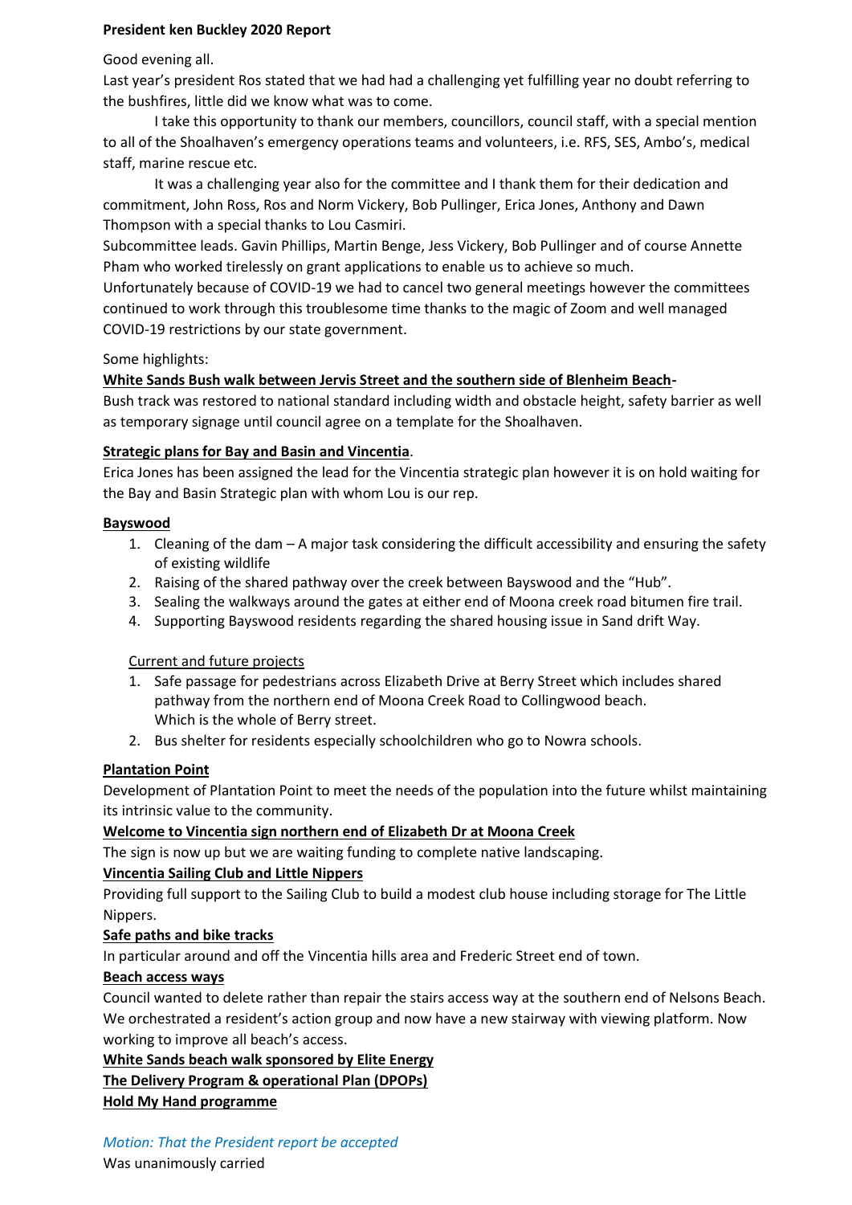**President ken Buckley 2020 Report**

Good evening all.

Last year's president Ros stated that we had had a challenging yet fulfilling year no doubt referring to the bushfires, little did we know what was to come.

I take this opportunity to thank our members, councillors, council staff, with a special mention to all of the Shoalhaven's emergency operations teams and volunteers, i.e. RFS, SES, Ambo's, medical staff, marine rescue etc.

It was a challenging year also for the committee and I thank them for their dedication and commitment, John Ross, Ros and Norm Vickery, Bob Pullinger, Erica Jones, Anthony and Dawn Thompson with a special thanks to Lou Casmiri.

Subcommittee leads. Gavin Phillips, Martin Benge, Jess Vickery, Bob Pullinger and of course Annette Pham who worked tirelessly on grant applications to enable us to achieve so much.

Unfortunately because of COVID-19 we had to cancel two general meetings however the committees continued to work through this troublesome time thanks to the magic of Zoom and well managed COVID-19 restrictions by our state government.

Some highlights:

**<u>White Sands Bush walk between Jervis Street and the southern side of Blenheim Beach</u>-**

Bush track was restored to national standard including width and obstacle height, safety barrier as well as temporary signage until council agree on a template for the Shoalhaven.

**<u>Strategic plans for Bay and Basin and Vincentia</u>**.

Erica Jones has been assigned the lead for the Vincentia strategic plan however it is on hold waiting for the Bay and Basin Strategic plan with whom Lou is our rep.

**<u>Bayswood</u>**

1. Cleaning of the dam – A major task considering the difficult accessibility and ensuring the safety of existing wildlife
2. Raising of the shared pathway over the creek between Bayswood and the "Hub".
3. Sealing the walkways around the gates at either end of Moona creek road bitumen fire trail.
4. Supporting Bayswood residents regarding the shared housing issue in Sand drift Way.

<u>Current and future projects</u>

1. Safe passage for pedestrians across Elizabeth Drive at Berry Street which includes shared pathway from the northern end of Moona Creek Road to Collingwood beach.
   Which is the whole of Berry street.
2. Bus shelter for residents especially schoolchildren who go to Nowra schools.

**<u>Plantation Point</u>**

Development of Plantation Point to meet the needs of the population into the future whilst maintaining its intrinsic value to the community.

**<u>Welcome to Vincentia sign northern end of Elizabeth Dr at Moona Creek</u>**

The sign is now up but we are waiting funding to complete native landscaping.

**<u>Vincentia Sailing Club and Little Nippers</u>**

Providing full support to the Sailing Club to build a modest club house including storage for The Little Nippers.

**<u>Safe paths and bike tracks</u>**

In particular around and off the Vincentia hills area and Frederic Street end of town.

**<u>Beach access ways</u>**

Council wanted to delete rather than repair the stairs access way at the southern end of Nelsons Beach. We orchestrated a resident's action group and now have a new stairway with viewing platform. Now working to improve all beach's access.

**<u>White Sands beach walk sponsored by Elite Energy</u>**

**<u>The Delivery Program & operational Plan (DPOPs)</u>**

**<u>Hold My Hand programme</u>**

*Motion: That the President report be accepted*

Was unanimously carried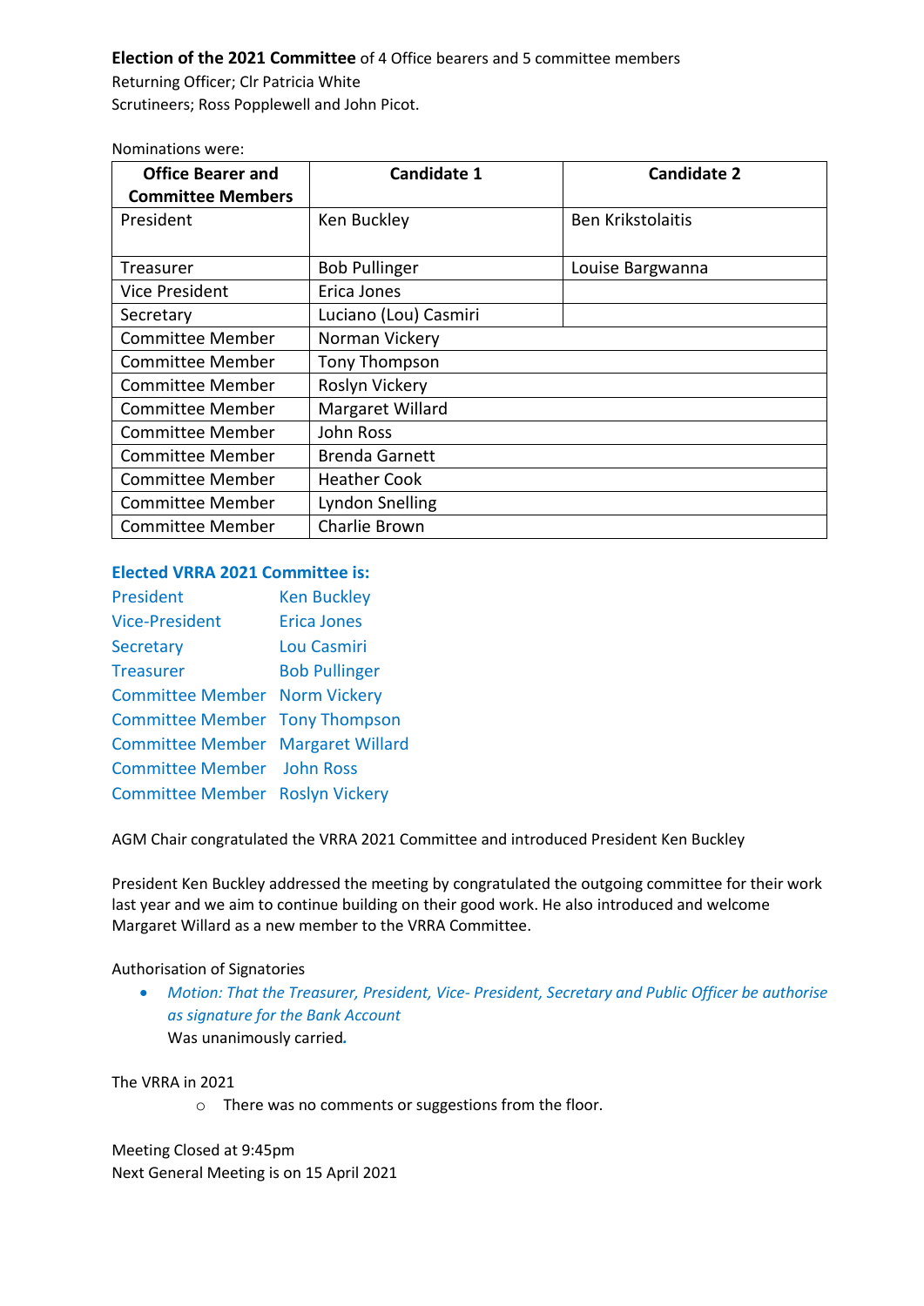**Election of the 2021 Committee** of 4 Office bearers and 5 committee members
Returning Officer; Clr Patricia White
Scrutineers; Ross Popplewell and John Picot.

Nominations were:

| Office Bearer and Committee Members | Candidate 1 | Candidate 2 |
|---|---|---|
| President | Ken Buckley | Ben Krikstolaitis |
| Treasurer | Bob Pullinger | Louise Bargwanna |
| Vice President | Erica Jones | |
| Secretary | Luciano (Lou) Casmiri | |
| Committee Member | Norman Vickery | |
| Committee Member | Tony Thompson | |
| Committee Member | Roslyn Vickery | |
| Committee Member | Margaret Willard | |
| Committee Member | John Ross | |
| Committee Member | Brenda Garnett | |
| Committee Member | Heather Cook | |
| Committee Member | Lyndon Snelling | |
| Committee Member | Charlie Brown | |

**Elected VRRA 2021 Committee is:**

| | |
|---|---|
| President | Ken Buckley |
| Vice-President | Erica Jones |
| Secretary | Lou Casmiri |
| Treasurer | Bob Pullinger |
| Committee Member | Norm Vickery |
| Committee Member | Tony Thompson |
| Committee Member | Margaret Willard |
| Committee Member | John Ross |
| Committee Member | Roslyn Vickery |

AGM Chair congratulated the VRRA 2021 Committee and introduced President Ken Buckley

President Ken Buckley addressed the meeting by congratulated the outgoing committee for their work last year and we aim to continue building on their good work. He also introduced and welcome Margaret Willard as a new member to the VRRA Committee.

Authorisation of Signatories

- *Motion: That the Treasurer, President, Vice- President, Secretary and Public Officer be authorise as signature for the Bank Account*
  Was unanimously carried.

The VRRA in 2021

- There was no comments or suggestions from the floor.

Meeting Closed at 9:45pm
Next General Meeting is on 15 April 2021